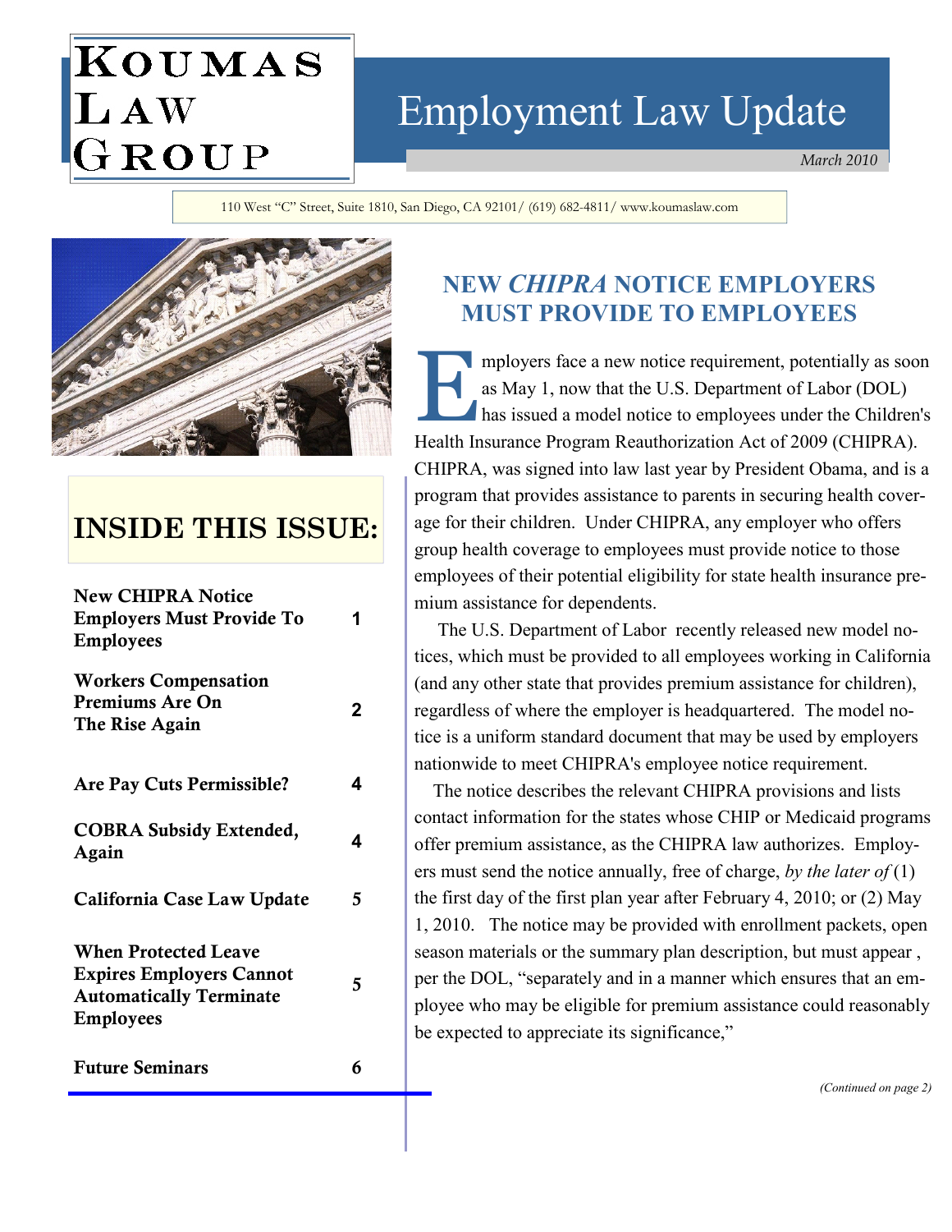# Koumas Law Group

# Employment Law Update

*March 2010*

110 West "C" Street, Suite 1810, San Diego, CA 92101/ (619) 682-4811/ www.koumaslaw.com

## INSIDE THIS ISSUE:

| | |
|---|---|
| **New CHIPRA Notice Employers Must Provide To Employees** | 1 |
| **Workers Compensation Premiums Are On The Rise Again** | 2 |
| **Are Pay Cuts Permissible?** | 4 |
| **COBRA Subsidy Extended, Again** | 4 |
| **California Case Law Update** | 5 |
| **When Protected Leave Expires Employers Cannot Automatically Terminate Employees** | 5 |
| **Future Seminars** | 6 |

## NEW *CHIPRA* NOTICE EMPLOYERS MUST PROVIDE TO EMPLOYEES

Employers face a new notice requirement, potentially as soon as May 1, now that the U.S. Department of Labor (DOL) has issued a model notice to employees under the Children's Health Insurance Program Reauthorization Act of 2009 (CHIPRA). CHIPRA, was signed into law last year by President Obama, and is a program that provides assistance to parents in securing health coverage for their children. Under CHIPRA, any employer who offers group health coverage to employees must provide notice to those employees of their potential eligibility for state health insurance premium assistance for dependents.

The U.S. Department of Labor recently released new model notices, which must be provided to all employees working in California (and any other state that provides premium assistance for children), regardless of where the employer is headquartered. The model notice is a uniform standard document that may be used by employers nationwide to meet CHIPRA's employee notice requirement.

The notice describes the relevant CHIPRA provisions and lists contact information for the states whose CHIP or Medicaid programs offer premium assistance, as the CHIPRA law authorizes. Employers must send the notice annually, free of charge, *by the later of* (1) the first day of the first plan year after February 4, 2010; or (2) May 1, 2010. The notice may be provided with enrollment packets, open season materials or the summary plan description, but must appear , per the DOL, "separately and in a manner which ensures that an employee who may be eligible for premium assistance could reasonably be expected to appreciate its significance,"

*(Continued on page 2)*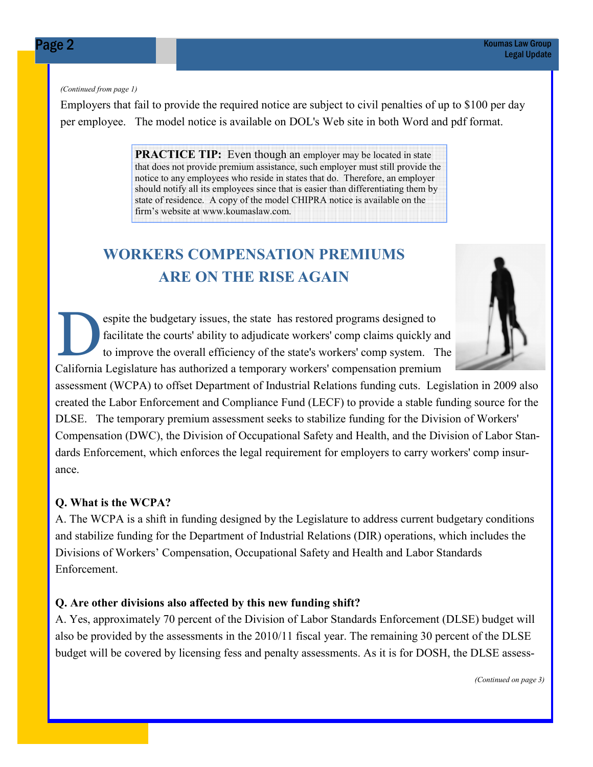*(Continued from page 1)*

Employers that fail to provide the required notice are subject to civil penalties of up to $100 per day per employee. The model notice is available on DOL's Web site in both Word and pdf format.

> **PRACTICE TIP:** Even though an employer may be located in state that does not provide premium assistance, such employer must still provide the notice to any employees who reside in states that do. Therefore, an employer should notify all its employees since that is easier than differentiating them by state of residence. A copy of the model CHIPRA notice is available on the firm's website at www.koumaslaw.com.

## WORKERS COMPENSATION PREMIUMS ARE ON THE RISE AGAIN

Despite the budgetary issues, the state has restored programs designed to facilitate the courts' ability to adjudicate workers' comp claims quickly and to improve the overall efficiency of the state's workers' comp system. The California Legislature has authorized a temporary workers' compensation premium assessment (WCPA) to offset Department of Industrial Relations funding cuts. Legislation in 2009 also created the Labor Enforcement and Compliance Fund (LECF) to provide a stable funding source for the DLSE. The temporary premium assessment seeks to stabilize funding for the Division of Workers' Compensation (DWC), the Division of Occupational Safety and Health, and the Division of Labor Standards Enforcement, which enforces the legal requirement for employers to carry workers' comp insurance.

**Q. What is the WCPA?**

A. The WCPA is a shift in funding designed by the Legislature to address current budgetary conditions and stabilize funding for the Department of Industrial Relations (DIR) operations, which includes the Divisions of Workers' Compensation, Occupational Safety and Health and Labor Standards Enforcement.

**Q. Are other divisions also affected by this new funding shift?**

A. Yes, approximately 70 percent of the Division of Labor Standards Enforcement (DLSE) budget will also be provided by the assessments in the 2010/11 fiscal year. The remaining 30 percent of the DLSE budget will be covered by licensing fess and penalty assessments. As it is for DOSH, the DLSE assess-

*(Continued on page 3)*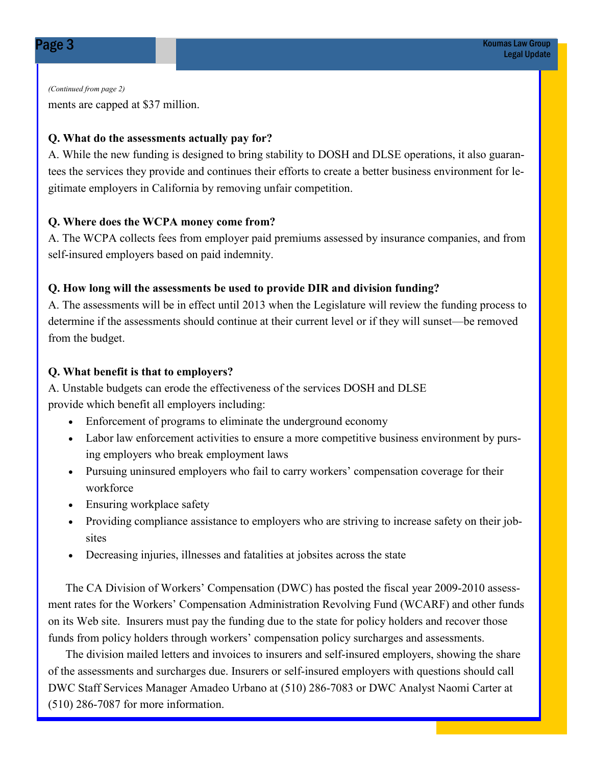*(Continued from page 2)*

ments are capped at $37 million.

**Q. What do the assessments actually pay for?**

A. While the new funding is designed to bring stability to DOSH and DLSE operations, it also guarantees the services they provide and continues their efforts to create a better business environment for legitimate employers in California by removing unfair competition.

**Q. Where does the WCPA money come from?**

A. The WCPA collects fees from employer paid premiums assessed by insurance companies, and from self-insured employers based on paid indemnity.

**Q. How long will the assessments be used to provide DIR and division funding?**

A. The assessments will be in effect until 2013 when the Legislature will review the funding process to determine if the assessments should continue at their current level or if they will sunset—be removed from the budget.

**Q. What benefit is that to employers?**

A. Unstable budgets can erode the effectiveness of the services DOSH and DLSE provide which benefit all employers including:

- Enforcement of programs to eliminate the underground economy
- Labor law enforcement activities to ensure a more competitive business environment by pursing employers who break employment laws
- Pursuing uninsured employers who fail to carry workers' compensation coverage for their workforce
- Ensuring workplace safety
- Providing compliance assistance to employers who are striving to increase safety on their jobsites
- Decreasing injuries, illnesses and fatalities at jobsites across the state

The CA Division of Workers' Compensation (DWC) has posted the fiscal year 2009-2010 assessment rates for the Workers' Compensation Administration Revolving Fund (WCARF) and other funds on its Web site. Insurers must pay the funding due to the state for policy holders and recover those funds from policy holders through workers' compensation policy surcharges and assessments.

The division mailed letters and invoices to insurers and self-insured employers, showing the share of the assessments and surcharges due. Insurers or self-insured employers with questions should call DWC Staff Services Manager Amadeo Urbano at (510) 286-7083 or DWC Analyst Naomi Carter at (510) 286-7087 for more information.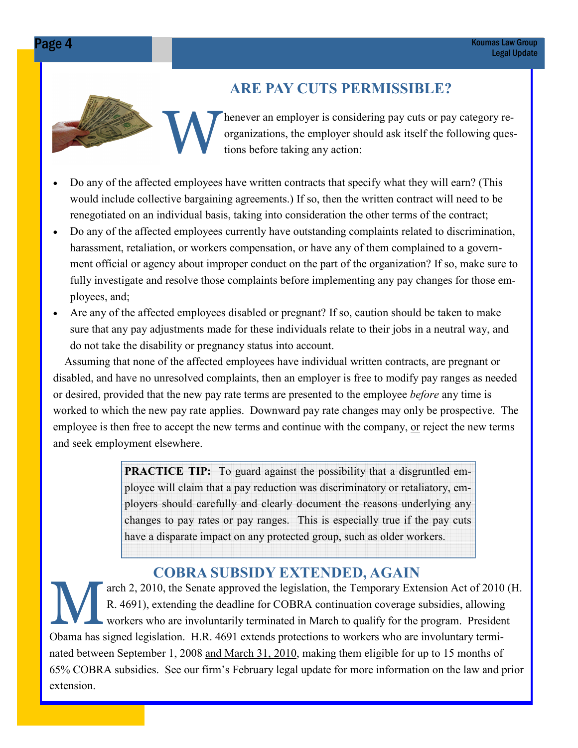## ARE PAY CUTS PERMISSIBLE?

Whenever an employer is considering pay cuts or pay category reorganizations, the employer should ask itself the following questions before taking any action:

- Do any of the affected employees have written contracts that specify what they will earn? (This would include collective bargaining agreements.) If so, then the written contract will need to be renegotiated on an individual basis, taking into consideration the other terms of the contract;
- Do any of the affected employees currently have outstanding complaints related to discrimination, harassment, retaliation, or workers compensation, or have any of them complained to a government official or agency about improper conduct on the part of the organization? If so, make sure to fully investigate and resolve those complaints before implementing any pay changes for those employees, and;
- Are any of the affected employees disabled or pregnant? If so, caution should be taken to make sure that any pay adjustments made for these individuals relate to their jobs in a neutral way, and do not take the disability or pregnancy status into account.

Assuming that none of the affected employees have individual written contracts, are pregnant or disabled, and have no unresolved complaints, then an employer is free to modify pay ranges as needed or desired, provided that the new pay rate terms are presented to the employee *before* any time is worked to which the new pay rate applies. Downward pay rate changes may only be prospective. The employee is then free to accept the new terms and continue with the company, <u>or</u> reject the new terms and seek employment elsewhere.

> **PRACTICE TIP:** To guard against the possibility that a disgruntled employee will claim that a pay reduction was discriminatory or retaliatory, employers should carefully and clearly document the reasons underlying any changes to pay rates or pay ranges. This is especially true if the pay cuts have a disparate impact on any protected group, such as older workers.

## COBRA SUBSIDY EXTENDED, AGAIN

March 2, 2010, the Senate approved the legislation, the Temporary Extension Act of 2010 (H. R. 4691), extending the deadline for COBRA continuation coverage subsidies, allowing workers who are involuntarily terminated in March to qualify for the program. President Obama has signed legislation. H.R. 4691 extends protections to workers who are involuntary terminated between September 1, 2008 <u>and March 31, 2010</u>, making them eligible for up to 15 months of 65% COBRA subsidies. See our firm's February legal update for more information on the law and prior extension.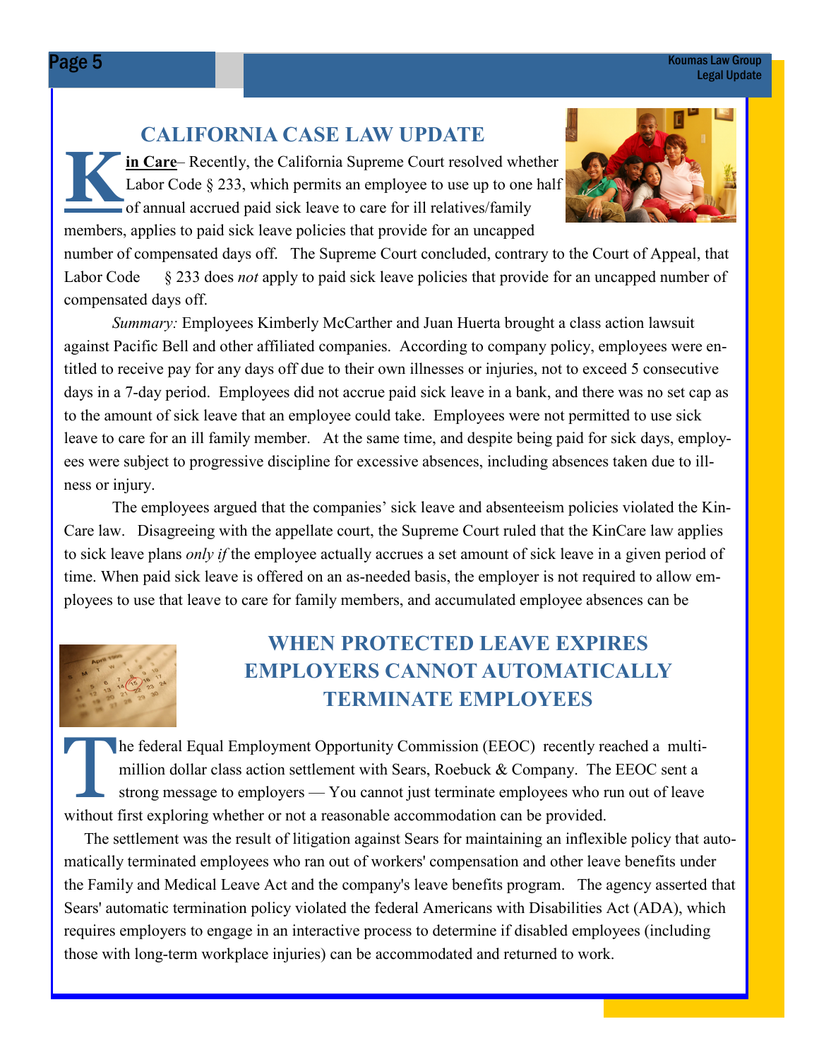## CALIFORNIA CASE LAW UPDATE

**Kin Care**– Recently, the California Supreme Court resolved whether Labor Code § 233, which permits an employee to use up to one half of annual accrued paid sick leave to care for ill relatives/family members, applies to paid sick leave policies that provide for an uncapped number of compensated days off. The Supreme Court concluded, contrary to the Court of Appeal, that Labor Code § 233 does *not* apply to paid sick leave policies that provide for an uncapped number of compensated days off.

*Summary:* Employees Kimberly McCarther and Juan Huerta brought a class action lawsuit against Pacific Bell and other affiliated companies. According to company policy, employees were entitled to receive pay for any days off due to their own illnesses or injuries, not to exceed 5 consecutive days in a 7-day period. Employees did not accrue paid sick leave in a bank, and there was no set cap as to the amount of sick leave that an employee could take. Employees were not permitted to use sick leave to care for an ill family member. At the same time, and despite being paid for sick days, employees were subject to progressive discipline for excessive absences, including absences taken due to illness or injury.

The employees argued that the companies' sick leave and absenteeism policies violated the Kin-Care law. Disagreeing with the appellate court, the Supreme Court ruled that the KinCare law applies to sick leave plans *only if* the employee actually accrues a set amount of sick leave in a given period of time. When paid sick leave is offered on an as-needed basis, the employer is not required to allow employees to use that leave to care for family members, and accumulated employee absences can be

## WHEN PROTECTED LEAVE EXPIRES EMPLOYERS CANNOT AUTOMATICALLY TERMINATE EMPLOYEES

The federal Equal Employment Opportunity Commission (EEOC) recently reached a multi-million dollar class action settlement with Sears, Roebuck & Company. The EEOC sent a strong message to employers — You cannot just terminate employees who run out of leave without first exploring whether or not a reasonable accommodation can be provided.

The settlement was the result of litigation against Sears for maintaining an inflexible policy that automatically terminated employees who ran out of workers' compensation and other leave benefits under the Family and Medical Leave Act and the company's leave benefits program. The agency asserted that Sears' automatic termination policy violated the federal Americans with Disabilities Act (ADA), which requires employers to engage in an interactive process to determine if disabled employees (including those with long-term workplace injuries) can be accommodated and returned to work.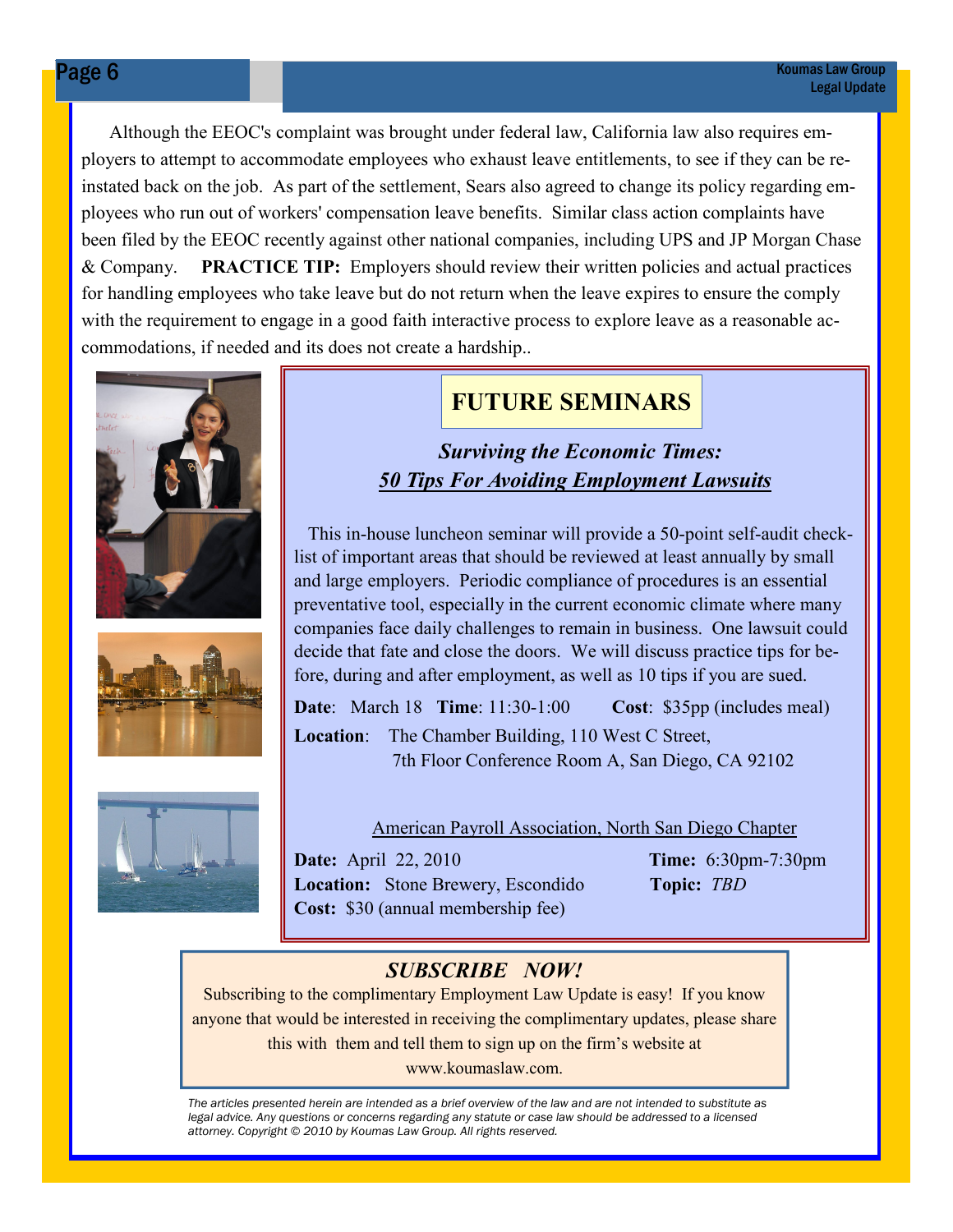Although the EEOC's complaint was brought under federal law, California law also requires employers to attempt to accommodate employees who exhaust leave entitlements, to see if they can be reinstated back on the job. As part of the settlement, Sears also agreed to change its policy regarding employees who run out of workers' compensation leave benefits. Similar class action complaints have been filed by the EEOC recently against other national companies, including UPS and JP Morgan Chase & Company. **PRACTICE TIP:** Employers should review their written policies and actual practices for handling employees who take leave but do not return when the leave expires to ensure the comply with the requirement to engage in a good faith interactive process to explore leave as a reasonable accommodations, if needed and its does not create a hardship..

## FUTURE SEMINARS

### *Surviving the Economic Times:*
### *50 Tips For Avoiding Employment Lawsuits*

This in-house luncheon seminar will provide a 50-point self-audit checklist of important areas that should be reviewed at least annually by small and large employers. Periodic compliance of procedures is an essential preventative tool, especially in the current economic climate where many companies face daily challenges to remain in business. One lawsuit could decide that fate and close the doors. We will discuss practice tips for before, during and after employment, as well as 10 tips if you are sued.

**Date**: March 18 **Time**: 11:30-1:00 **Cost**: $35pp (includes meal)

**Location**: The Chamber Building, 110 West C Street,
7th Floor Conference Room A, San Diego, CA 92102

American Payroll Association, North San Diego Chapter

**Date:** April 22, 2010
**Time:** 6:30pm-7:30pm
**Location:** Stone Brewery, Escondido
**Topic:** *TBD*
**Cost:** $30 (annual membership fee)

## *SUBSCRIBE NOW!*

Subscribing to the complimentary Employment Law Update is easy! If you know anyone that would be interested in receiving the complimentary updates, please share this with them and tell them to sign up on the firm's website at www.koumaslaw.com.

*The articles presented herein are intended as a brief overview of the law and are not intended to substitute as legal advice. Any questions or concerns regarding any statute or case law should be addressed to a licensed attorney. Copyright © 2010 by Koumas Law Group. All rights reserved.*